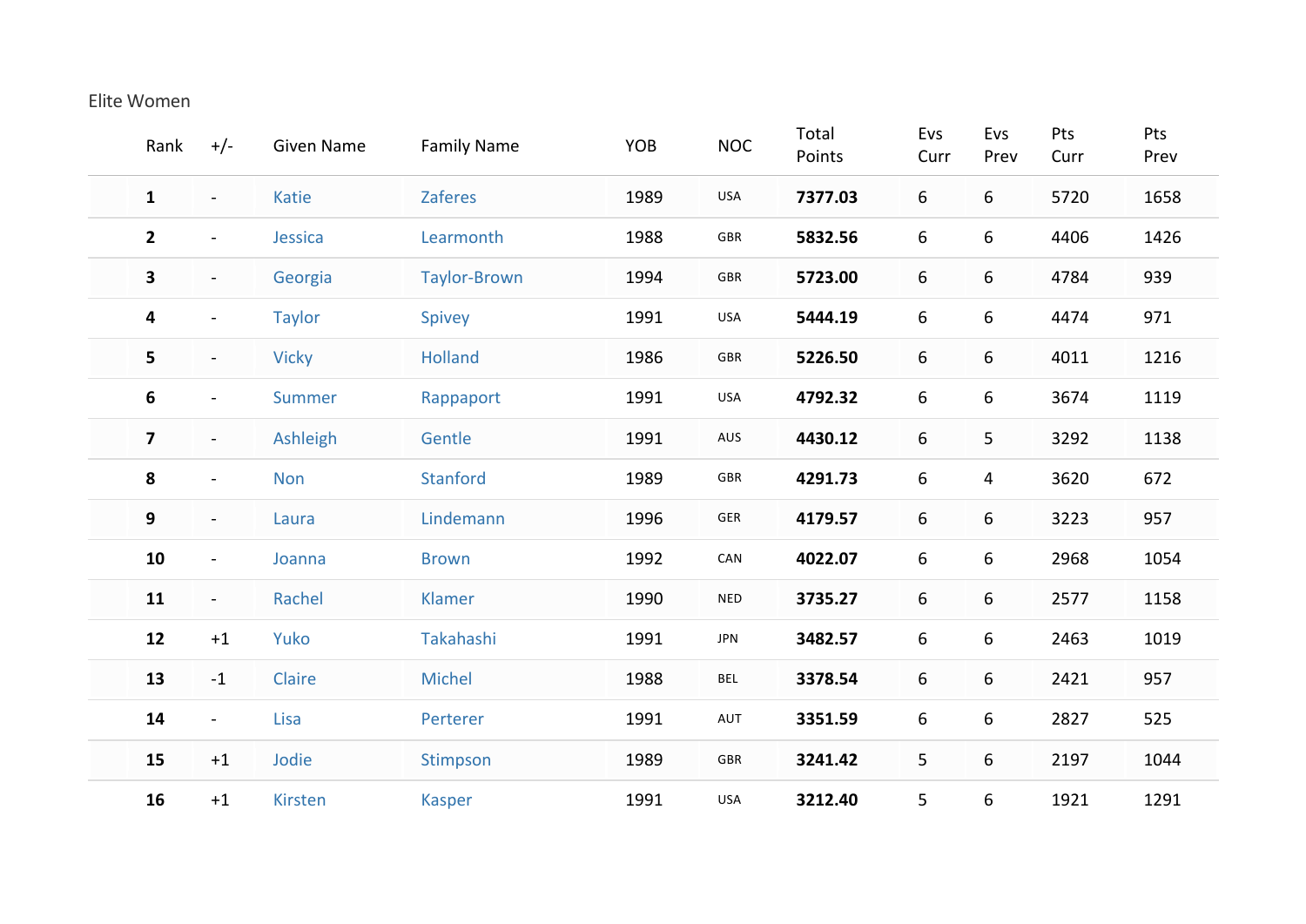Elite Women

| Rank | +/- | Given Name | Family Name | YOB | NOC | Total Points | Evs Curr | Evs Prev | Pts Curr | Pts Prev |
|---|---|---|---|---|---|---|---|---|---|---|
| **1** | - | Katie | Zaferes | 1989 | USA | **7377.03** | 6 | 6 | 5720 | 1658 |
| **2** | - | Jessica | Learmonth | 1988 | GBR | **5832.56** | 6 | 6 | 4406 | 1426 |
| **3** | - | Georgia | Taylor-Brown | 1994 | GBR | **5723.00** | 6 | 6 | 4784 | 939 |
| **4** | - | Taylor | Spivey | 1991 | USA | **5444.19** | 6 | 6 | 4474 | 971 |
| **5** | - | Vicky | Holland | 1986 | GBR | **5226.50** | 6 | 6 | 4011 | 1216 |
| **6** | - | Summer | Rappaport | 1991 | USA | **4792.32** | 6 | 6 | 3674 | 1119 |
| **7** | - | Ashleigh | Gentle | 1991 | AUS | **4430.12** | 6 | 5 | 3292 | 1138 |
| **8** | - | Non | Stanford | 1989 | GBR | **4291.73** | 6 | 4 | 3620 | 672 |
| **9** | - | Laura | Lindemann | 1996 | GER | **4179.57** | 6 | 6 | 3223 | 957 |
| **10** | - | Joanna | Brown | 1992 | CAN | **4022.07** | 6 | 6 | 2968 | 1054 |
| **11** | - | Rachel | Klamer | 1990 | NED | **3735.27** | 6 | 6 | 2577 | 1158 |
| **12** | +1 | Yuko | Takahashi | 1991 | JPN | **3482.57** | 6 | 6 | 2463 | 1019 |
| **13** | -1 | Claire | Michel | 1988 | BEL | **3378.54** | 6 | 6 | 2421 | 957 |
| **14** | - | Lisa | Perterer | 1991 | AUT | **3351.59** | 6 | 6 | 2827 | 525 |
| **15** | +1 | Jodie | Stimpson | 1989 | GBR | **3241.42** | 5 | 6 | 2197 | 1044 |
| **16** | +1 | Kirsten | Kasper | 1991 | USA | **3212.40** | 5 | 6 | 1921 | 1291 |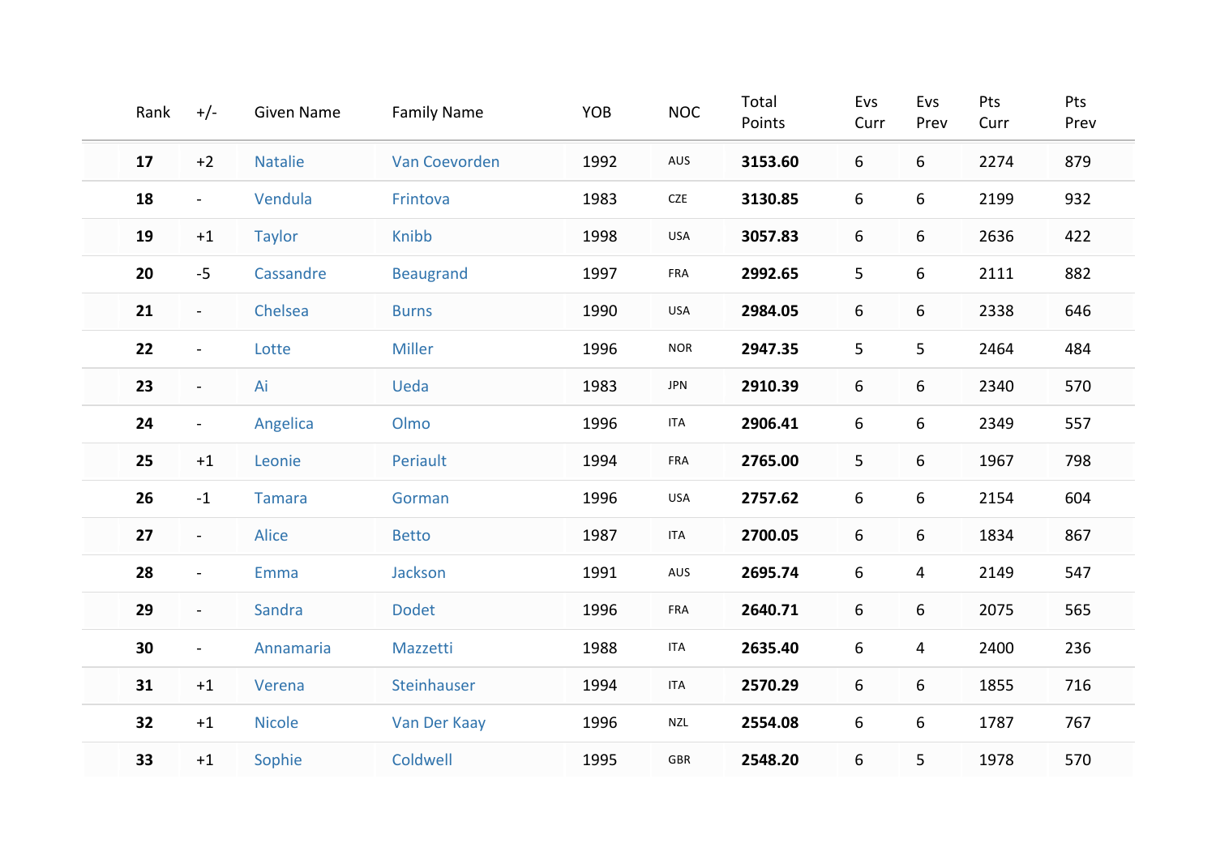| Rank | +/- | Given Name | Family Name | YOB | NOC | Total Points | Evs Curr | Evs Prev | Pts Curr | Pts Prev |
|---|---|---|---|---|---|---|---|---|---|---|
| **17** | +2 | Natalie | Van Coevorden | 1992 | AUS | **3153.60** | 6 | 6 | 2274 | 879 |
| **18** | - | Vendula | Frintova | 1983 | CZE | **3130.85** | 6 | 6 | 2199 | 932 |
| **19** | +1 | Taylor | Knibb | 1998 | USA | **3057.83** | 6 | 6 | 2636 | 422 |
| **20** | -5 | Cassandre | Beaugrand | 1997 | FRA | **2992.65** | 5 | 6 | 2111 | 882 |
| **21** | - | Chelsea | Burns | 1990 | USA | **2984.05** | 6 | 6 | 2338 | 646 |
| **22** | - | Lotte | Miller | 1996 | NOR | **2947.35** | 5 | 5 | 2464 | 484 |
| **23** | - | Ai | Ueda | 1983 | JPN | **2910.39** | 6 | 6 | 2340 | 570 |
| **24** | - | Angelica | Olmo | 1996 | ITA | **2906.41** | 6 | 6 | 2349 | 557 |
| **25** | +1 | Leonie | Periault | 1994 | FRA | **2765.00** | 5 | 6 | 1967 | 798 |
| **26** | -1 | Tamara | Gorman | 1996 | USA | **2757.62** | 6 | 6 | 2154 | 604 |
| **27** | - | Alice | Betto | 1987 | ITA | **2700.05** | 6 | 6 | 1834 | 867 |
| **28** | - | Emma | Jackson | 1991 | AUS | **2695.74** | 6 | 4 | 2149 | 547 |
| **29** | - | Sandra | Dodet | 1996 | FRA | **2640.71** | 6 | 6 | 2075 | 565 |
| **30** | - | Annamaria | Mazzetti | 1988 | ITA | **2635.40** | 6 | 4 | 2400 | 236 |
| **31** | +1 | Verena | Steinhauser | 1994 | ITA | **2570.29** | 6 | 6 | 1855 | 716 |
| **32** | +1 | Nicole | Van Der Kaay | 1996 | NZL | **2554.08** | 6 | 6 | 1787 | 767 |
| **33** | +1 | Sophie | Coldwell | 1995 | GBR | **2548.20** | 6 | 5 | 1978 | 570 |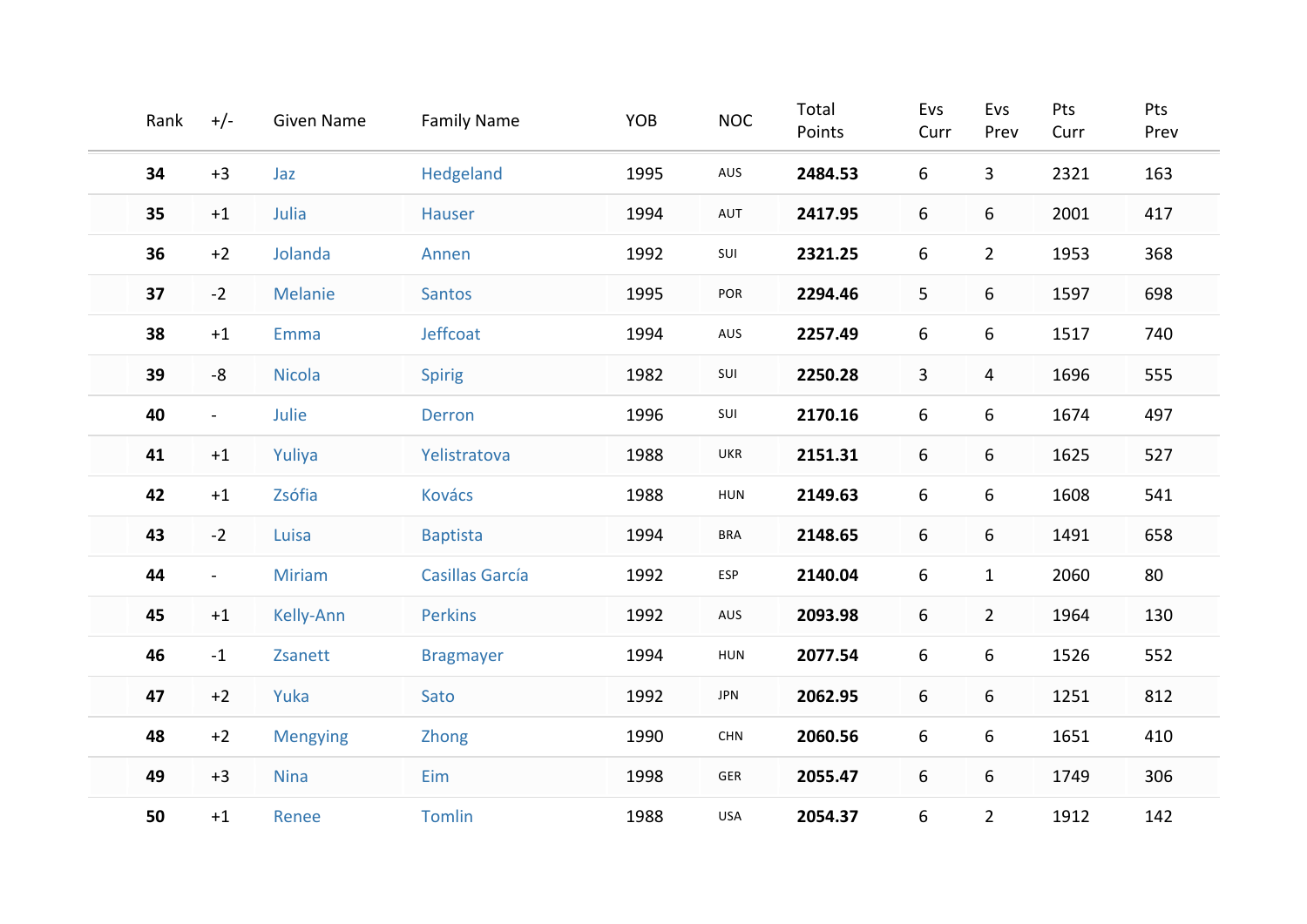| Rank | +/- | Given Name | Family Name | YOB | NOC | Total Points | Evs Curr | Evs Prev | Pts Curr | Pts Prev |
|---|---|---|---|---|---|---|---|---|---|---|
| **34** | +3 | Jaz | Hedgeland | 1995 | AUS | **2484.53** | 6 | 3 | 2321 | 163 |
| **35** | +1 | Julia | Hauser | 1994 | AUT | **2417.95** | 6 | 6 | 2001 | 417 |
| **36** | +2 | Jolanda | Annen | 1992 | SUI | **2321.25** | 6 | 2 | 1953 | 368 |
| **37** | -2 | Melanie | Santos | 1995 | POR | **2294.46** | 5 | 6 | 1597 | 698 |
| **38** | +1 | Emma | Jeffcoat | 1994 | AUS | **2257.49** | 6 | 6 | 1517 | 740 |
| **39** | -8 | Nicola | Spirig | 1982 | SUI | **2250.28** | 3 | 4 | 1696 | 555 |
| **40** | - | Julie | Derron | 1996 | SUI | **2170.16** | 6 | 6 | 1674 | 497 |
| **41** | +1 | Yuliya | Yelistratova | 1988 | UKR | **2151.31** | 6 | 6 | 1625 | 527 |
| **42** | +1 | Zsófia | Kovács | 1988 | HUN | **2149.63** | 6 | 6 | 1608 | 541 |
| **43** | -2 | Luisa | Baptista | 1994 | BRA | **2148.65** | 6 | 6 | 1491 | 658 |
| **44** | - | Miriam | Casillas García | 1992 | ESP | **2140.04** | 6 | 1 | 2060 | 80 |
| **45** | +1 | Kelly-Ann | Perkins | 1992 | AUS | **2093.98** | 6 | 2 | 1964 | 130 |
| **46** | -1 | Zsanett | Bragmayer | 1994 | HUN | **2077.54** | 6 | 6 | 1526 | 552 |
| **47** | +2 | Yuka | Sato | 1992 | JPN | **2062.95** | 6 | 6 | 1251 | 812 |
| **48** | +2 | Mengying | Zhong | 1990 | CHN | **2060.56** | 6 | 6 | 1651 | 410 |
| **49** | +3 | Nina | Eim | 1998 | GER | **2055.47** | 6 | 6 | 1749 | 306 |
| **50** | +1 | Renee | Tomlin | 1988 | USA | **2054.37** | 6 | 2 | 1912 | 142 |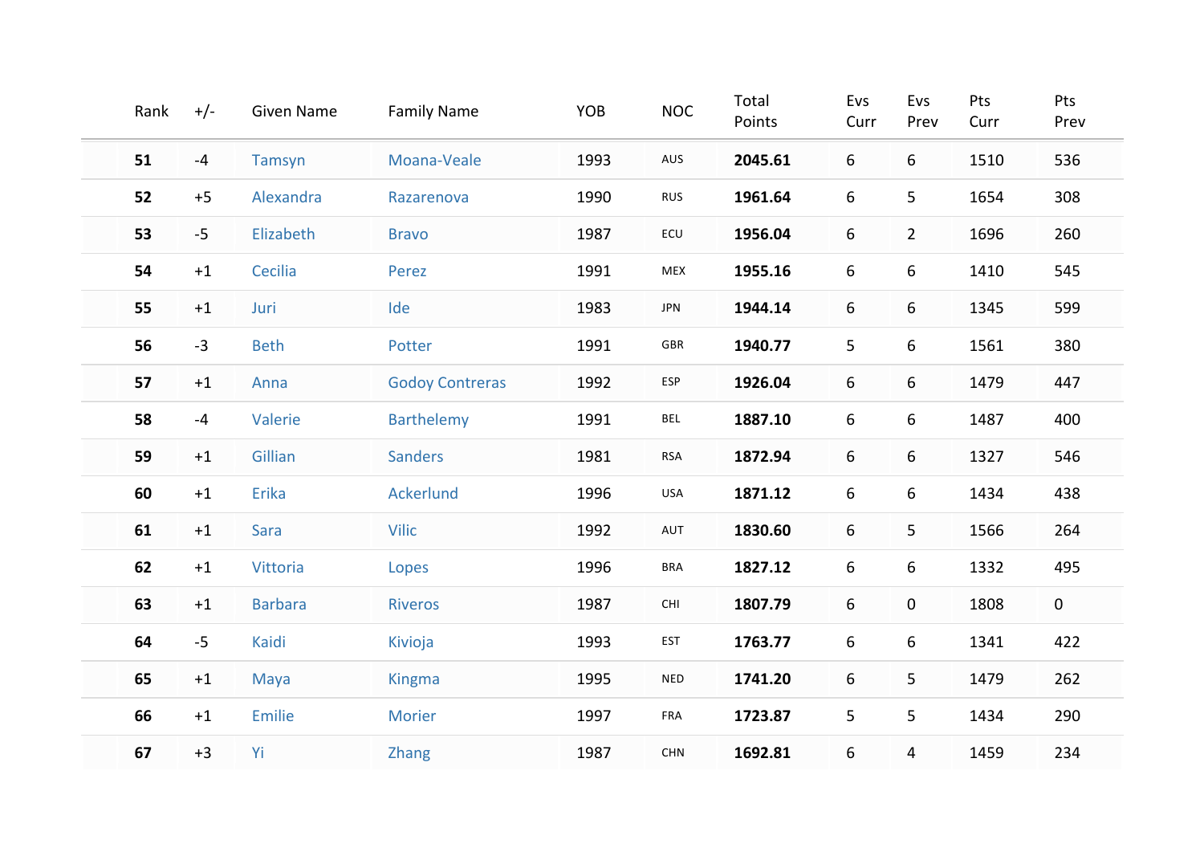| Rank | +/- | Given Name | Family Name | YOB | NOC | Total Points | Evs Curr | Evs Prev | Pts Curr | Pts Prev |
|---|---|---|---|---|---|---|---|---|---|---|
| **51** | -4 | Tamsyn | Moana-Veale | 1993 | AUS | **2045.61** | 6 | 6 | 1510 | 536 |
| **52** | +5 | Alexandra | Razarenova | 1990 | RUS | **1961.64** | 6 | 5 | 1654 | 308 |
| **53** | -5 | Elizabeth | Bravo | 1987 | ECU | **1956.04** | 6 | 2 | 1696 | 260 |
| **54** | +1 | Cecilia | Perez | 1991 | MEX | **1955.16** | 6 | 6 | 1410 | 545 |
| **55** | +1 | Juri | Ide | 1983 | JPN | **1944.14** | 6 | 6 | 1345 | 599 |
| **56** | -3 | Beth | Potter | 1991 | GBR | **1940.77** | 5 | 6 | 1561 | 380 |
| **57** | +1 | Anna | Godoy Contreras | 1992 | ESP | **1926.04** | 6 | 6 | 1479 | 447 |
| **58** | -4 | Valerie | Barthelemy | 1991 | BEL | **1887.10** | 6 | 6 | 1487 | 400 |
| **59** | +1 | Gillian | Sanders | 1981 | RSA | **1872.94** | 6 | 6 | 1327 | 546 |
| **60** | +1 | Erika | Ackerlund | 1996 | USA | **1871.12** | 6 | 6 | 1434 | 438 |
| **61** | +1 | Sara | Vilic | 1992 | AUT | **1830.60** | 6 | 5 | 1566 | 264 |
| **62** | +1 | Vittoria | Lopes | 1996 | BRA | **1827.12** | 6 | 6 | 1332 | 495 |
| **63** | +1 | Barbara | Riveros | 1987 | CHI | **1807.79** | 6 | 0 | 1808 | 0 |
| **64** | -5 | Kaidi | Kivioja | 1993 | EST | **1763.77** | 6 | 6 | 1341 | 422 |
| **65** | +1 | Maya | Kingma | 1995 | NED | **1741.20** | 6 | 5 | 1479 | 262 |
| **66** | +1 | Emilie | Morier | 1997 | FRA | **1723.87** | 5 | 5 | 1434 | 290 |
| **67** | +3 | Yi | Zhang | 1987 | CHN | **1692.81** | 6 | 4 | 1459 | 234 |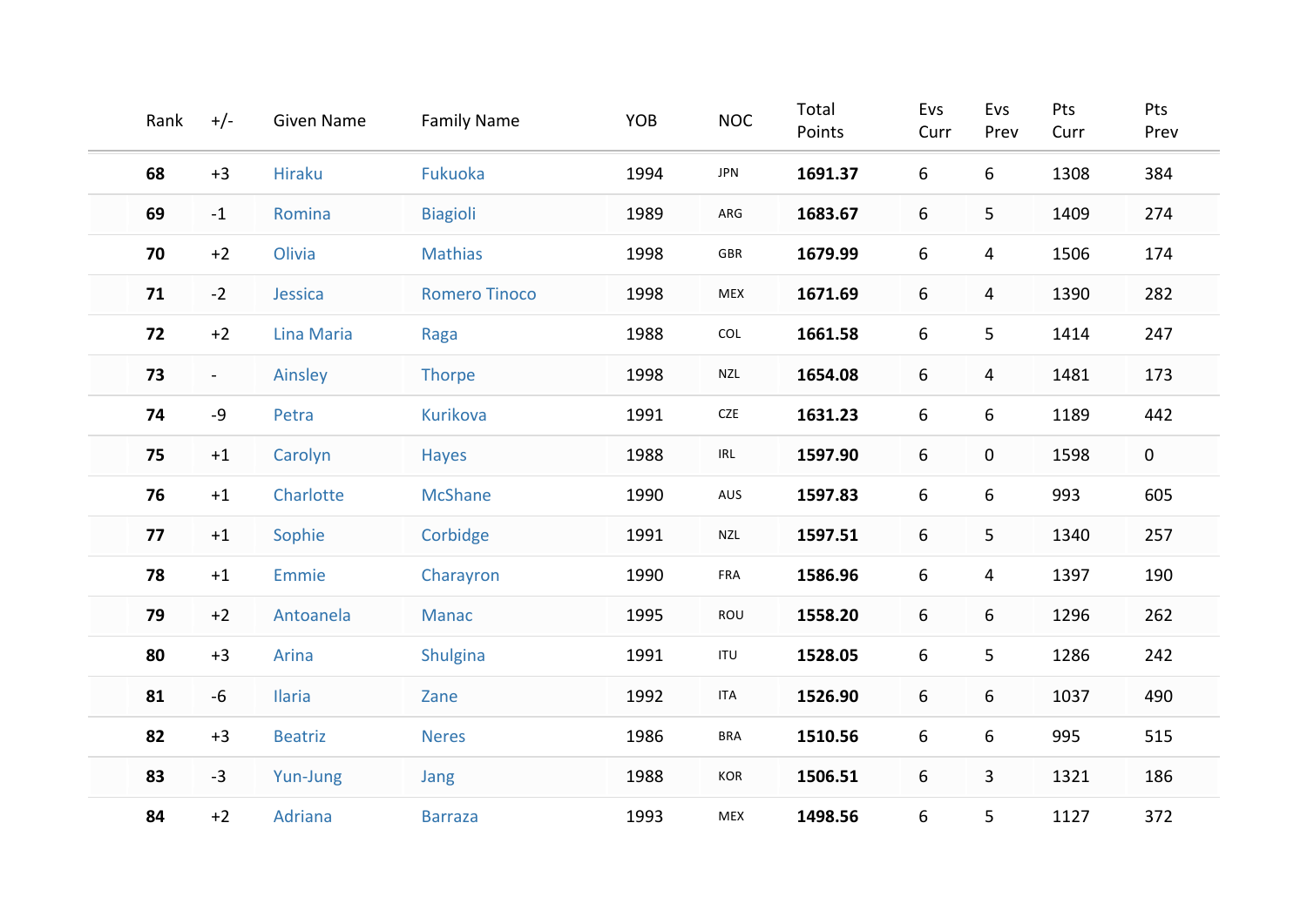| Rank | +/- | Given Name | Family Name | YOB | NOC | Total Points | Evs Curr | Evs Prev | Pts Curr | Pts Prev |
|---|---|---|---|---|---|---|---|---|---|---|
| **68** | +3 | Hiraku | Fukuoka | 1994 | JPN | **1691.37** | 6 | 6 | 1308 | 384 |
| **69** | -1 | Romina | Biagioli | 1989 | ARG | **1683.67** | 6 | 5 | 1409 | 274 |
| **70** | +2 | Olivia | Mathias | 1998 | GBR | **1679.99** | 6 | 4 | 1506 | 174 |
| **71** | -2 | Jessica | Romero Tinoco | 1998 | MEX | **1671.69** | 6 | 4 | 1390 | 282 |
| **72** | +2 | Lina Maria | Raga | 1988 | COL | **1661.58** | 6 | 5 | 1414 | 247 |
| **73** | - | Ainsley | Thorpe | 1998 | NZL | **1654.08** | 6 | 4 | 1481 | 173 |
| **74** | -9 | Petra | Kurikova | 1991 | CZE | **1631.23** | 6 | 6 | 1189 | 442 |
| **75** | +1 | Carolyn | Hayes | 1988 | IRL | **1597.90** | 6 | 0 | 1598 | 0 |
| **76** | +1 | Charlotte | McShane | 1990 | AUS | **1597.83** | 6 | 6 | 993 | 605 |
| **77** | +1 | Sophie | Corbidge | 1991 | NZL | **1597.51** | 6 | 5 | 1340 | 257 |
| **78** | +1 | Emmie | Charayron | 1990 | FRA | **1586.96** | 6 | 4 | 1397 | 190 |
| **79** | +2 | Antoanela | Manac | 1995 | ROU | **1558.20** | 6 | 6 | 1296 | 262 |
| **80** | +3 | Arina | Shulgina | 1991 | ITU | **1528.05** | 6 | 5 | 1286 | 242 |
| **81** | -6 | Ilaria | Zane | 1992 | ITA | **1526.90** | 6 | 6 | 1037 | 490 |
| **82** | +3 | Beatriz | Neres | 1986 | BRA | **1510.56** | 6 | 6 | 995 | 515 |
| **83** | -3 | Yun-Jung | Jang | 1988 | KOR | **1506.51** | 6 | 3 | 1321 | 186 |
| **84** | +2 | Adriana | Barraza | 1993 | MEX | **1498.56** | 6 | 5 | 1127 | 372 |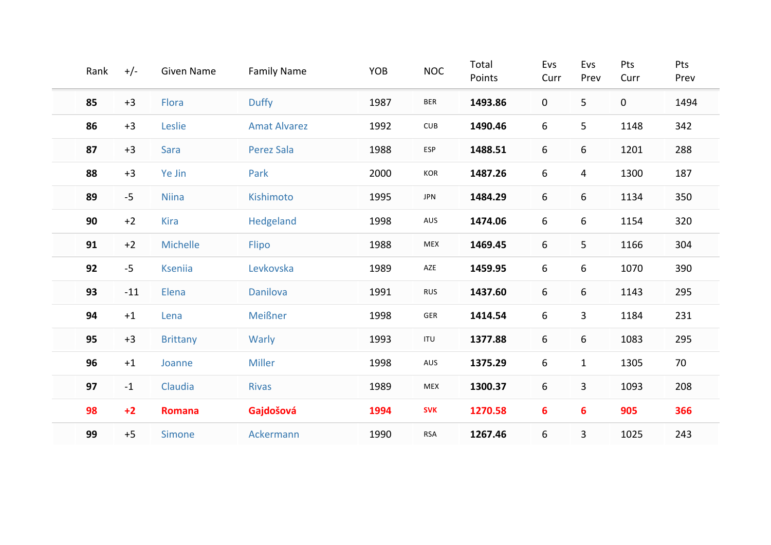| Rank | +/- | Given Name | Family Name | YOB | NOC | Total Points | Evs Curr | Evs Prev | Pts Curr | Pts Prev |
|---|---|---|---|---|---|---|---|---|---|---|
| **85** | +3 | Flora | Duffy | 1987 | BER | **1493.86** | 0 | 5 | 0 | 1494 |
| **86** | +3 | Leslie | Amat Alvarez | 1992 | CUB | **1490.46** | 6 | 5 | 1148 | 342 |
| **87** | +3 | Sara | Perez Sala | 1988 | ESP | **1488.51** | 6 | 6 | 1201 | 288 |
| **88** | +3 | Ye Jin | Park | 2000 | KOR | **1487.26** | 6 | 4 | 1300 | 187 |
| **89** | -5 | Niina | Kishimoto | 1995 | JPN | **1484.29** | 6 | 6 | 1134 | 350 |
| **90** | +2 | Kira | Hedgeland | 1998 | AUS | **1474.06** | 6 | 6 | 1154 | 320 |
| **91** | +2 | Michelle | Flipo | 1988 | MEX | **1469.45** | 6 | 5 | 1166 | 304 |
| **92** | -5 | Kseniia | Levkovska | 1989 | AZE | **1459.95** | 6 | 6 | 1070 | 390 |
| **93** | -11 | Elena | Danilova | 1991 | RUS | **1437.60** | 6 | 6 | 1143 | 295 |
| **94** | +1 | Lena | Meißner | 1998 | GER | **1414.54** | 6 | 3 | 1184 | 231 |
| **95** | +3 | Brittany | Warly | 1993 | ITU | **1377.88** | 6 | 6 | 1083 | 295 |
| **96** | +1 | Joanne | Miller | 1998 | AUS | **1375.29** | 6 | 1 | 1305 | 70 |
| **97** | -1 | Claudia | Rivas | 1989 | MEX | **1300.37** | 6 | 3 | 1093 | 208 |
| **98** | **+2** | **Romana** | **Gajdošová** | **1994** | **SVK** | **1270.58** | **6** | **6** | **905** | **366** |
| **99** | +5 | Simone | Ackermann | 1990 | RSA | **1267.46** | 6 | 3 | 1025 | 243 |